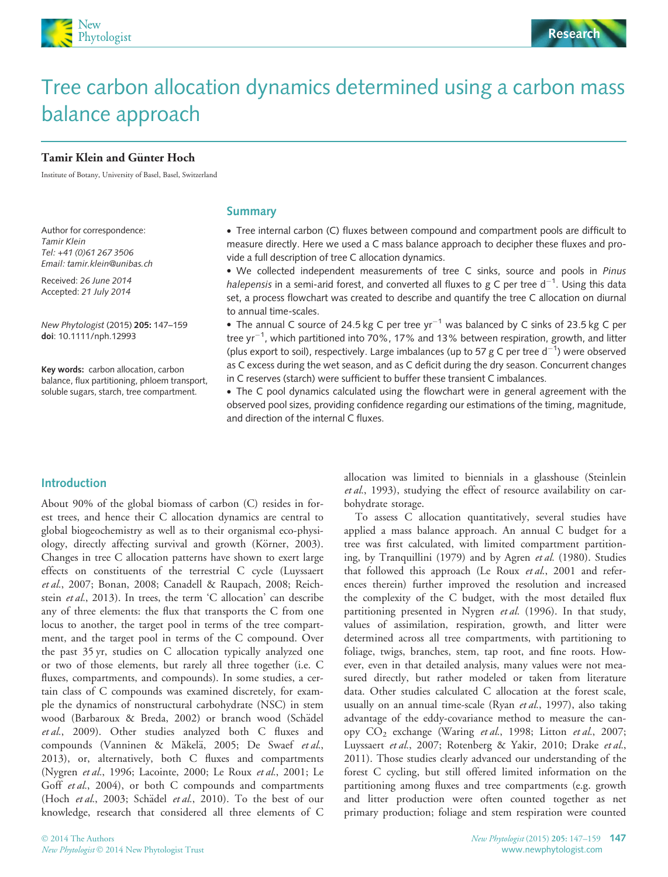Research

# Tree carbon allocation dynamics determined using a carbon mass balance approach

**Tamir Klein and Günter Hoch**

Institute of Botany, University of Basel, Basel, Switzerland

Author for correspondence:
*Tamir Klein*
*Tel: +41 (0)61 267 3506*
*Email: tamir.klein@unibas.ch*

Received: *26 June 2014*
Accepted: *21 July 2014*

*New Phytologist* (2015) **205:** 147–159
**doi**: 10.1111/nph.12993

**Key words:** carbon allocation, carbon balance, flux partitioning, phloem transport, soluble sugars, starch, tree compartment.

## Summary

- Tree internal carbon (C) fluxes between compound and compartment pools are difficult to measure directly. Here we used a C mass balance approach to decipher these fluxes and provide a full description of tree C allocation dynamics.
- We collected independent measurements of tree C sinks, source and pools in *Pinus halepensis* in a semi-arid forest, and converted all fluxes to g C per tree $d^{-1}$. Using this data set, a process flowchart was created to describe and quantify the tree C allocation on diurnal to annual time-scales.
- The annual C source of 24.5 kg C per tree $yr^{-1}$ was balanced by C sinks of 23.5 kg C per tree $yr^{-1}$, which partitioned into 70%, 17% and 13% between respiration, growth, and litter (plus export to soil), respectively. Large imbalances (up to 57 g C per tree $d^{-1}$) were observed as C excess during the wet season, and as C deficit during the dry season. Concurrent changes in C reserves (starch) were sufficient to buffer these transient C imbalances.
- The C pool dynamics calculated using the flowchart were in general agreement with the observed pool sizes, providing confidence regarding our estimations of the timing, magnitude, and direction of the internal C fluxes.

## Introduction

About 90% of the global biomass of carbon (C) resides in forest trees, and hence their C allocation dynamics are central to global biogeochemistry as well as to their organismal eco-physiology, directly affecting survival and growth (Körner, 2003). Changes in tree C allocation patterns have shown to exert large effects on constituents of the terrestrial C cycle (Luyssaert *et al.*, 2007; Bonan, 2008; Canadell & Raupach, 2008; Reichstein *et al.*, 2013). In trees, the term 'C allocation' can describe any of three elements: the flux that transports the C from one locus to another, the target pool in terms of the tree compartment, and the target pool in terms of the C compound. Over the past 35 yr, studies on C allocation typically analyzed one or two of those elements, but rarely all three together (i.e. C fluxes, compartments, and compounds). In some studies, a certain class of C compounds was examined discretely, for example the dynamics of nonstructural carbohydrate (NSC) in stem wood (Barbaroux & Breda, 2002) or branch wood (Schädel *et al.*, 2009). Other studies analyzed both C fluxes and compounds (Vanninen & Mäkelä, 2005; De Swaef *et al.*, 2013), or, alternatively, both C fluxes and compartments (Nygren *et al.*, 1996; Lacointe, 2000; Le Roux *et al.*, 2001; Le Goff *et al.*, 2004), or both C compounds and compartments (Hoch *et al.*, 2003; Schädel *et al.*, 2010). To the best of our knowledge, research that considered all three elements of C allocation was limited to biennials in a glasshouse (Steinlein *et al.*, 1993), studying the effect of resource availability on carbohydrate storage.

To assess C allocation quantitatively, several studies have applied a mass balance approach. An annual C budget for a tree was first calculated, with limited compartment partitioning, by Tranquillini (1979) and by Agren *et al.* (1980). Studies that followed this approach (Le Roux *et al.*, 2001 and references therein) further improved the resolution and increased the complexity of the C budget, with the most detailed flux partitioning presented in Nygren *et al.* (1996). In that study, values of assimilation, respiration, growth, and litter were determined across all tree compartments, with partitioning to foliage, twigs, branches, stem, tap root, and fine roots. However, even in that detailed analysis, many values were not measured directly, but rather modeled or taken from literature data. Other studies calculated C allocation at the forest scale, usually on an annual time-scale (Ryan *et al.*, 1997), also taking advantage of the eddy-covariance method to measure the canopy $CO_2$ exchange (Waring *et al.*, 1998; Litton *et al.*, 2007; Luyssaert *et al.*, 2007; Rotenberg & Yakir, 2010; Drake *et al.*, 2011). Those studies clearly advanced our understanding of the forest C cycling, but still offered limited information on the partitioning among fluxes and tree compartments (e.g. growth and litter production were often counted together as net primary production; foliage and stem respiration were counted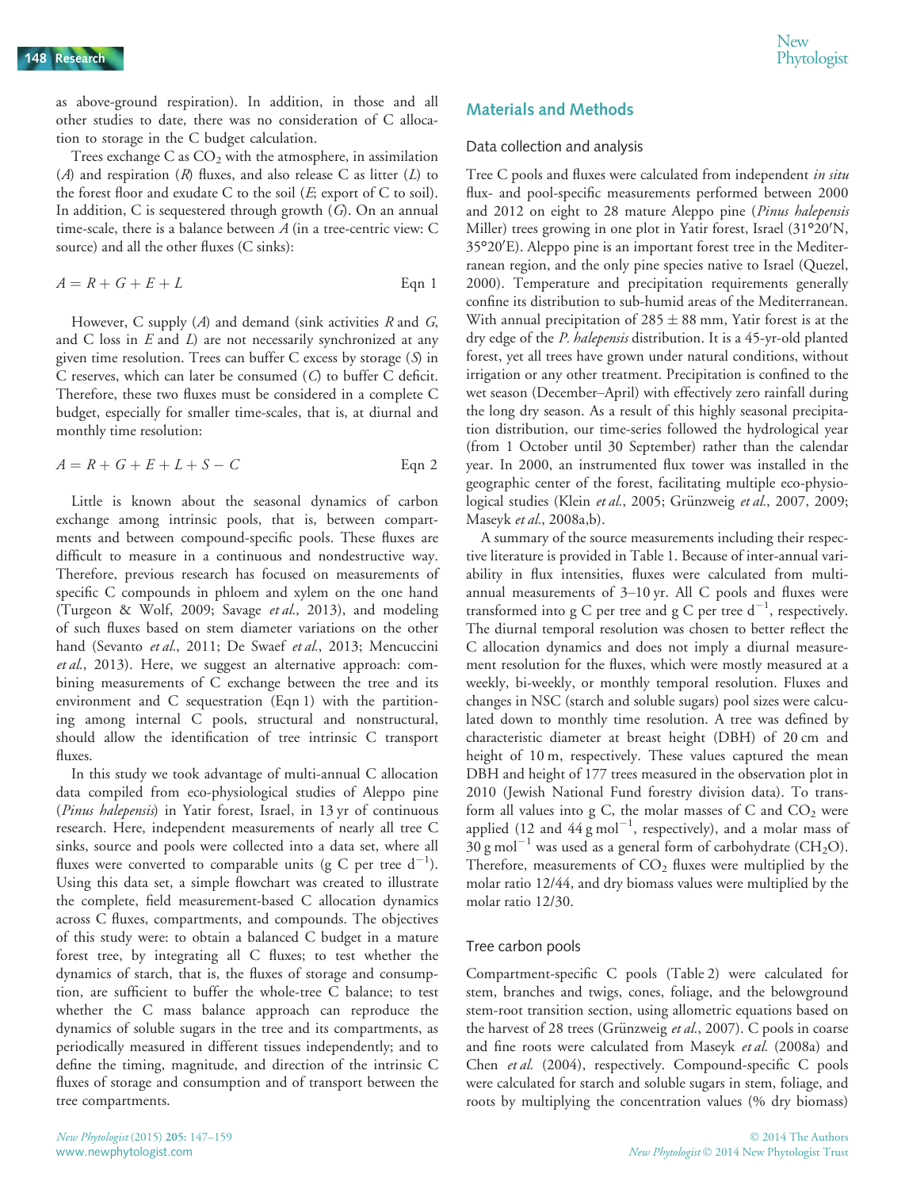as above-ground respiration). In addition, in those and all other studies to date, there was no consideration of C allocation to storage in the C budget calculation.

Trees exchange C as $CO_2$ with the atmosphere, in assimilation ($A$) and respiration ($R$) fluxes, and also release C as litter ($L$) to the forest floor and exudate C to the soil ($E$; export of C to soil). In addition, C is sequestered through growth ($G$). On an annual time-scale, there is a balance between $A$ (in a tree-centric view: C source) and all the other fluxes (C sinks):

$$A = R + G + E + L \qquad \text{Eqn 1}$$

However, C supply ($A$) and demand (sink activities $R$ and $G$, and C loss in $E$ and $L$) are not necessarily synchronized at any given time resolution. Trees can buffer C excess by storage ($S$) in C reserves, which can later be consumed ($C$) to buffer C deficit. Therefore, these two fluxes must be considered in a complete C budget, especially for smaller time-scales, that is, at diurnal and monthly time resolution:

$$A = R + G + E + L + S - C \qquad \text{Eqn 2}$$

Little is known about the seasonal dynamics of carbon exchange among intrinsic pools, that is, between compartments and between compound-specific pools. These fluxes are difficult to measure in a continuous and nondestructive way. Therefore, previous research has focused on measurements of specific C compounds in phloem and xylem on the one hand (Turgeon & Wolf, 2009; Savage *et al.*, 2013), and modeling of such fluxes based on stem diameter variations on the other hand (Sevanto *et al.*, 2011; De Swaef *et al.*, 2013; Mencuccini *et al.*, 2013). Here, we suggest an alternative approach: combining measurements of C exchange between the tree and its environment and C sequestration (Eqn 1) with the partitioning among internal C pools, structural and nonstructural, should allow the identification of tree intrinsic C transport fluxes.

In this study we took advantage of multi-annual C allocation data compiled from eco-physiological studies of Aleppo pine (*Pinus halepensis*) in Yatir forest, Israel, in 13 yr of continuous research. Here, independent measurements of nearly all tree C sinks, source and pools were collected into a data set, where all fluxes were converted to comparable units (g C per tree $d^{-1}$). Using this data set, a simple flowchart was created to illustrate the complete, field measurement-based C allocation dynamics across C fluxes, compartments, and compounds. The objectives of this study were: to obtain a balanced C budget in a mature forest tree, by integrating all C fluxes; to test whether the dynamics of starch, that is, the fluxes of storage and consumption, are sufficient to buffer the whole-tree C balance; to test whether the C mass balance approach can reproduce the dynamics of soluble sugars in the tree and its compartments, as periodically measured in different tissues independently; and to define the timing, magnitude, and direction of the intrinsic C fluxes of storage and consumption and of transport between the tree compartments.

## Materials and Methods

### Data collection and analysis

Tree C pools and fluxes were calculated from independent *in situ* flux- and pool-specific measurements performed between 2000 and 2012 on eight to 28 mature Aleppo pine (*Pinus halepensis* Miller) trees growing in one plot in Yatir forest, Israel (31°20′N, 35°20′E). Aleppo pine is an important forest tree in the Mediterranean region, and the only pine species native to Israel (Quezel, 2000). Temperature and precipitation requirements generally confine its distribution to sub-humid areas of the Mediterranean. With annual precipitation of 285 ± 88 mm, Yatir forest is at the dry edge of the *P. halepensis* distribution. It is a 45-yr-old planted forest, yet all trees have grown under natural conditions, without irrigation or any other treatment. Precipitation is confined to the wet season (December–April) with effectively zero rainfall during the long dry season. As a result of this highly seasonal precipitation distribution, our time-series followed the hydrological year (from 1 October until 30 September) rather than the calendar year. In 2000, an instrumented flux tower was installed in the geographic center of the forest, facilitating multiple eco-physiological studies (Klein *et al.*, 2005; Grünzweig *et al.*, 2007, 2009; Maseyk *et al.*, 2008a,b).

A summary of the source measurements including their respective literature is provided in Table 1. Because of inter-annual variability in flux intensities, fluxes were calculated from multi-annual measurements of 3–10 yr. All C pools and fluxes were transformed into g C per tree and g C per tree $d^{-1}$, respectively. The diurnal temporal resolution was chosen to better reflect the C allocation dynamics and does not imply a diurnal measurement resolution for the fluxes, which were mostly measured at a weekly, bi-weekly, or monthly temporal resolution. Fluxes and changes in NSC (starch and soluble sugars) pool sizes were calculated down to monthly time resolution. A tree was defined by characteristic diameter at breast height (DBH) of 20 cm and height of 10 m, respectively. These values captured the mean DBH and height of 177 trees measured in the observation plot in 2010 (Jewish National Fund forestry division data). To transform all values into g C, the molar masses of C and $CO_2$ were applied (12 and 44 g $mol^{-1}$, respectively), and a molar mass of 30 g $mol^{-1}$ was used as a general form of carbohydrate ($CH_2O$). Therefore, measurements of $CO_2$ fluxes were multiplied by the molar ratio 12/44, and dry biomass values were multiplied by the molar ratio 12/30.

### Tree carbon pools

Compartment-specific C pools (Table 2) were calculated for stem, branches and twigs, cones, foliage, and the belowground stem-root transition section, using allometric equations based on the harvest of 28 trees (Grünzweig *et al.*, 2007). C pools in coarse and fine roots were calculated from Maseyk *et al.* (2008a) and Chen *et al.* (2004), respectively. Compound-specific C pools were calculated for starch and soluble sugars in stem, foliage, and roots by multiplying the concentration values (% dry biomass)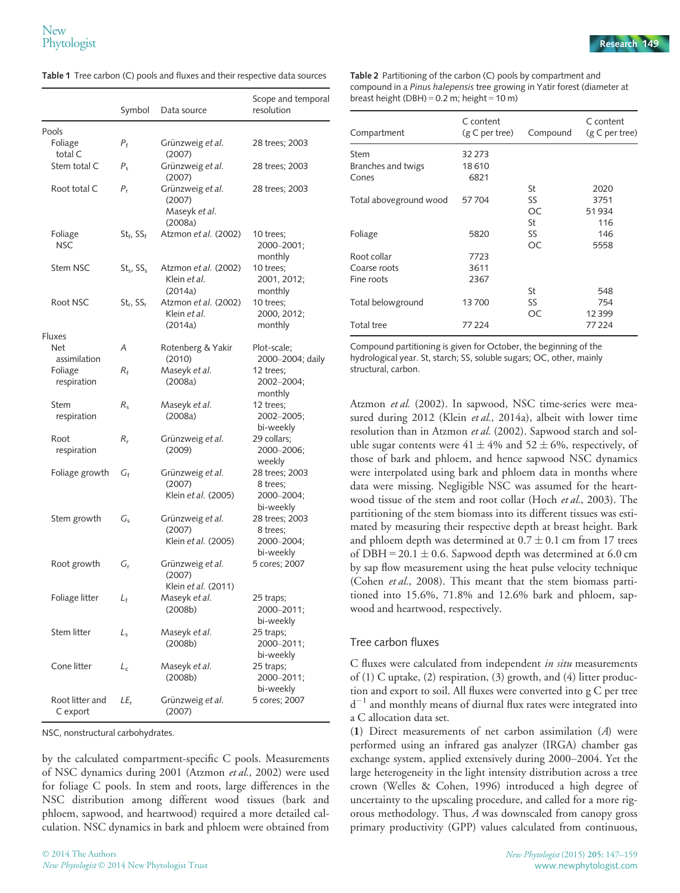**Table 1** Tree carbon (C) pools and fluxes and their respective data sources

| | Symbol | Data source | Scope and temporal resolution |
|---|---|---|---|
| Pools | | | |
| Foliage total C | $P_f$ | Grünzweig *et al.* (2007) | 28 trees; 2003 |
| Stem total C | $P_s$ | Grünzweig *et al.* (2007) | 28 trees; 2003 |
| Root total C | $P_r$ | Grünzweig *et al.* (2007) Maseyk *et al.* (2008a) | 28 trees; 2003 |
| Foliage NSC | $St_f$, $SS_f$ | Atzmon *et al.* (2002) | 10 trees; 2000–2001; monthly |
| Stem NSC | $St_s$, $SS_s$ | Atzmon *et al.* (2002) Klein *et al.* (2014a) | 10 trees; 2001, 2012; monthly |
| Root NSC | $St_r$, $SS_r$ | Atzmon *et al.* (2002) Klein *et al.* (2014a) | 10 trees; 2000, 2012; monthly |
| Fluxes | | | |
| Net assimilation | $A$ | Rotenberg & Yakir (2010) | Plot-scale; 2000–2004; daily |
| Foliage respiration | $R_f$ | Maseyk *et al.* (2008a) | 12 trees; 2002–2004; monthly |
| Stem respiration | $R_s$ | Maseyk *et al.* (2008a) | 12 trees; 2002–2005; bi-weekly |
| Root respiration | $R_r$ | Grünzweig *et al.* (2009) | 29 collars; 2000–2006; weekly |
| Foliage growth | $G_f$ | Grünzweig *et al.* (2007) Klein *et al.* (2005) | 28 trees; 2003 8 trees; 2000–2004; bi-weekly |
| Stem growth | $G_s$ | Grünzweig *et al.* (2007) Klein *et al.* (2005) | 28 trees; 2003 8 trees; 2000–2004; bi-weekly |
| Root growth | $G_r$ | Grünzweig *et al.* (2007) Klein *et al.* (2011) | 5 cores; 2007 |
| Foliage litter | $L_f$ | Maseyk *et al.* (2008b) | 25 traps; 2000–2011; bi-weekly |
| Stem litter | $L_s$ | Maseyk *et al.* (2008b) | 25 traps; 2000–2011; bi-weekly |
| Cone litter | $L_c$ | Maseyk *et al.* (2008b) | 25 traps; 2000–2011; bi-weekly |
| Root litter and C export | $LE_r$ | Grünzweig *et al.* (2007) | 5 cores; 2007 |

NSC, nonstructural carbohydrates.

by the calculated compartment-specific C pools. Measurements of NSC dynamics during 2001 (Atzmon *et al.*, 2002) were used for foliage C pools. In stem and roots, large differences in the NSC distribution among different wood tissues (bark and phloem, sapwood, and heartwood) required a more detailed calculation. NSC dynamics in bark and phloem were obtained from Atzmon *et al.* (2002). In sapwood, NSC time-series were measured during 2012 (Klein *et al.*, 2014a), albeit with lower time resolution than in Atzmon *et al.* (2002). Sapwood starch and soluble sugar contents were 41 ± 4% and 52 ± 6%, respectively, of those of bark and phloem, and hence sapwood NSC dynamics were interpolated using bark and phloem data in months where data were missing. Negligible NSC was assumed for the heartwood tissue of the stem and root collar (Hoch *et al.*, 2003). The partitioning of the stem biomass into its different tissues was estimated by measuring their respective depth at breast height. Bark and phloem depth was determined at 0.7 ± 0.1 cm from 17 trees of DBH = 20.1 ± 0.6. Sapwood depth was determined at 6.0 cm by sap flow measurement using the heat pulse velocity technique (Cohen *et al.*, 2008). This meant that the stem biomass partitioned into 15.6%, 71.8% and 12.6% bark and phloem, sapwood and heartwood, respectively.

**Table 2** Partitioning of the carbon (C) pools by compartment and compound in a *Pinus halepensis* tree growing in Yatir forest (diameter at breast height (DBH) = 0.2 m; height = 10 m)

| Compartment | C content (g C per tree) | Compound | C content (g C per tree) |
|---|---|---|---|
| Stem | 32 273 | | |
| Branches and twigs | 18 610 | | |
| Cones | 6821 | | |
| | | St | 2020 |
| Total aboveground wood | 57 704 | SS | 3751 |
| | | OC | 51 934 |
| | | St | 116 |
| Foliage | 5820 | SS | 146 |
| | | OC | 5558 |
| Root collar | 7723 | | |
| Coarse roots | 3611 | | |
| Fine roots | 2367 | | |
| | | St | 548 |
| Total belowground | 13 700 | SS | 754 |
| | | OC | 12 399 |
| Total tree | 77 224 | | 77 224 |

Compound partitioning is given for October, the beginning of the hydrological year. St, starch; SS, soluble sugars; OC, other, mainly structural, carbon.

## Tree carbon fluxes

C fluxes were calculated from independent *in situ* measurements of (1) C uptake, (2) respiration, (3) growth, and (4) litter production and export to soil. All fluxes were converted into g C per tree $d^{-1}$ and monthly means of diurnal flux rates were integrated into a C allocation data set.

(**1**) Direct measurements of net carbon assimilation ($A$) were performed using an infrared gas analyzer (IRGA) chamber gas exchange system, applied extensively during 2000–2004. Yet the large heterogeneity in the light intensity distribution across a tree crown (Welles & Cohen, 1996) introduced a high degree of uncertainty to the upscaling procedure, and called for a more rigorous methodology. Thus, $A$ was downscaled from canopy gross primary productivity (GPP) values calculated from continuous,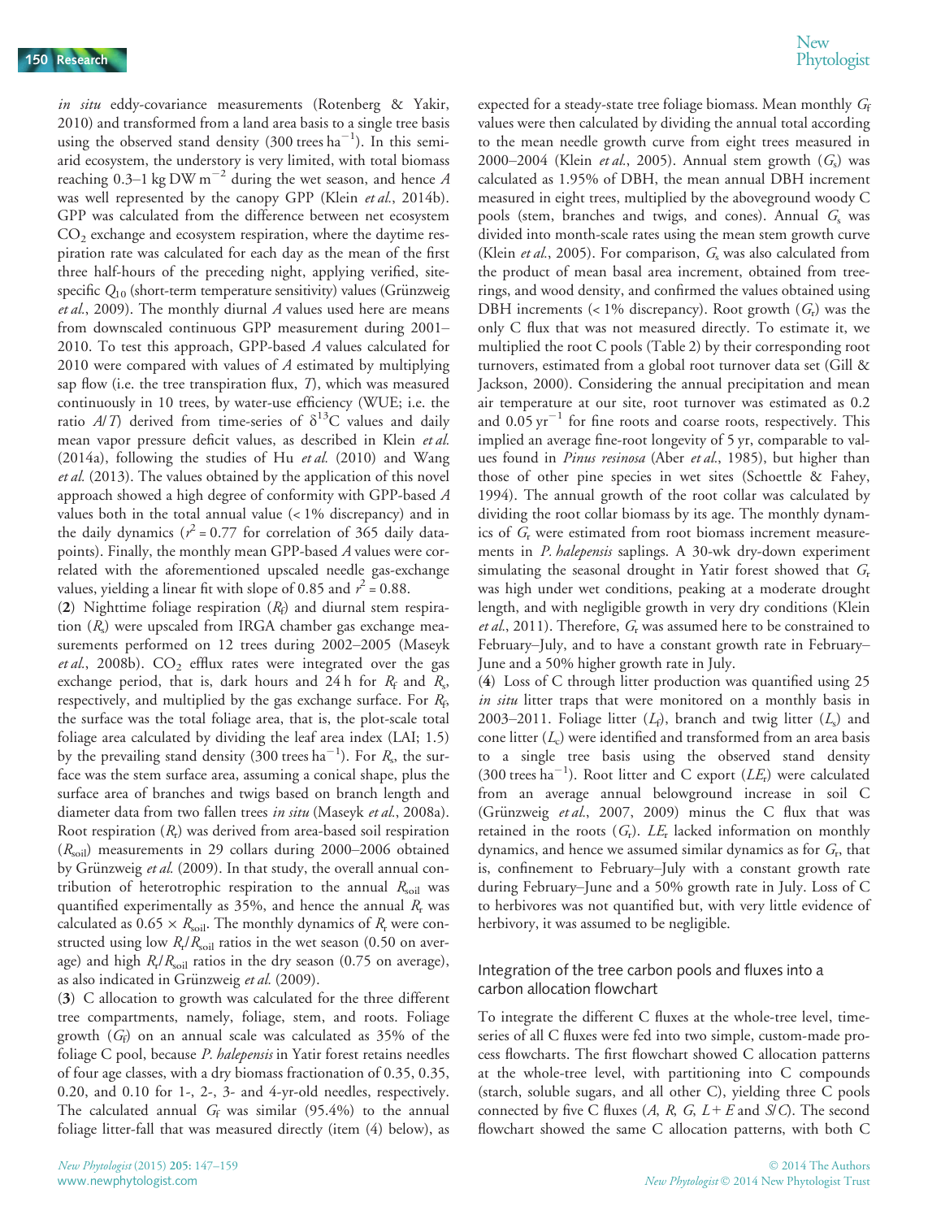*in situ* eddy-covariance measurements (Rotenberg & Yakir, 2010) and transformed from a land area basis to a single tree basis using the observed stand density (300 trees $ha^{-1}$). In this semi-arid ecosystem, the understory is very limited, with total biomass reaching 0.3–1 kg DW $m^{-2}$ during the wet season, and hence $A$ was well represented by the canopy GPP (Klein *et al.*, 2014b). GPP was calculated from the difference between net ecosystem $CO_2$ exchange and ecosystem respiration, where the daytime respiration rate was calculated for each day as the mean of the first three half-hours of the preceding night, applying verified, site-specific $Q_{10}$ (short-term temperature sensitivity) values (Grünzweig *et al.*, 2009). The monthly diurnal $A$ values used here are means from downscaled continuous GPP measurement during 2001–2010. To test this approach, GPP-based $A$ values calculated for 2010 were compared with values of $A$ estimated by multiplying sap flow (i.e. the tree transpiration flux, $T$), which was measured continuously in 10 trees, by water-use efficiency (WUE; i.e. the ratio $A/T$) derived from time-series of $\delta^{13}C$ values and daily mean vapor pressure deficit values, as described in Klein *et al.* (2014a), following the studies of Hu *et al.* (2010) and Wang *et al.* (2013). The values obtained by the application of this novel approach showed a high degree of conformity with GPP-based $A$ values both in the total annual value (< 1% discrepancy) and in the daily dynamics ($r^2 = 0.77$ for correlation of 365 daily datapoints). Finally, the monthly mean GPP-based $A$ values were correlated with the aforementioned upscaled needle gas-exchange values, yielding a linear fit with slope of 0.85 and $r^2 = 0.88$.

(**2**) Nighttime foliage respiration ($R_f$) and diurnal stem respiration ($R_s$) were upscaled from IRGA chamber gas exchange measurements performed on 12 trees during 2002–2005 (Maseyk *et al.*, 2008b). $CO_2$ efflux rates were integrated over the gas exchange period, that is, dark hours and 24 h for $R_f$ and $R_s$, respectively, and multiplied by the gas exchange surface. For $R_f$, the surface was the total foliage area, that is, the plot-scale total foliage area calculated by dividing the leaf area index (LAI; 1.5) by the prevailing stand density (300 trees $ha^{-1}$). For $R_s$, the surface was the stem surface area, assuming a conical shape, plus the surface area of branches and twigs based on branch length and diameter data from two fallen trees *in situ* (Maseyk *et al.*, 2008a). Root respiration ($R_r$) was derived from area-based soil respiration ($R_{soil}$) measurements in 29 collars during 2000–2006 obtained by Grünzweig *et al.* (2009). In that study, the overall annual contribution of heterotrophic respiration to the annual $R_{soil}$ was quantified experimentally as 35%, and hence the annual $R_r$ was calculated as $0.65 \times R_{soil}$. The monthly dynamics of $R_r$ were constructed using low $R_r/R_{soil}$ ratios in the wet season (0.50 on average) and high $R_r/R_{soil}$ ratios in the dry season (0.75 on average), as also indicated in Grünzweig *et al.* (2009).

(**3**) C allocation to growth was calculated for the three different tree compartments, namely, foliage, stem, and roots. Foliage growth ($G_f$) on an annual scale was calculated as 35% of the foliage C pool, because *P. halepensis* in Yatir forest retains needles of four age classes, with a dry biomass fractionation of 0.35, 0.35, 0.20, and 0.10 for 1-, 2-, 3- and 4-yr-old needles, respectively. The calculated annual $G_f$ was similar (95.4%) to the annual foliage litter-fall that was measured directly (item (4) below), as expected for a steady-state tree foliage biomass. Mean monthly $G_f$ values were then calculated by dividing the annual total according to the mean needle growth curve from eight trees measured in 2000–2004 (Klein *et al.*, 2005). Annual stem growth ($G_s$) was calculated as 1.95% of DBH, the mean annual DBH increment measured in eight trees, multiplied by the aboveground woody C pools (stem, branches and twigs, and cones). Annual $G_s$ was divided into month-scale rates using the mean stem growth curve (Klein *et al.*, 2005). For comparison, $G_s$ was also calculated from the product of mean basal area increment, obtained from tree-rings, and wood density, and confirmed the values obtained using DBH increments (< 1% discrepancy). Root growth ($G_r$) was the only C flux that was not measured directly. To estimate it, we multiplied the root C pools (Table 2) by their corresponding root turnovers, estimated from a global root turnover data set (Gill & Jackson, 2000). Considering the annual precipitation and mean air temperature at our site, root turnover was estimated as 0.2 and 0.05 $yr^{-1}$ for fine roots and coarse roots, respectively. This implied an average fine-root longevity of 5 yr, comparable to values found in *Pinus resinosa* (Aber *et al.*, 1985), but higher than those of other pine species in wet sites (Schoettle & Fahey, 1994). The annual growth of the root collar was calculated by dividing the root collar biomass by its age. The monthly dynamics of $G_r$ were estimated from root biomass increment measurements in *P. halepensis* saplings. A 30-wk dry-down experiment simulating the seasonal drought in Yatir forest showed that $G_r$ was high under wet conditions, peaking at a moderate drought length, and with negligible growth in very dry conditions (Klein *et al.*, 2011). Therefore, $G_r$ was assumed here to be constrained to February–July, and to have a constant growth rate in February–June and a 50% higher growth rate in July.

(**4**) Loss of C through litter production was quantified using 25 *in situ* litter traps that were monitored on a monthly basis in 2003–2011. Foliage litter ($L_f$), branch and twig litter ($L_s$) and cone litter ($L_c$) were identified and transformed from an area basis to a single tree basis using the observed stand density (300 trees $ha^{-1}$). Root litter and C export ($LE_r$) were calculated from an average annual belowground increase in soil C (Grünzweig *et al.*, 2007, 2009) minus the C flux that was retained in the roots ($G_r$). $LE_r$ lacked information on monthly dynamics, and hence we assumed similar dynamics as for $G_r$, that is, confinement to February–July with a constant growth rate during February–June and a 50% growth rate in July. Loss of C to herbivores was not quantified but, with very little evidence of herbivory, it was assumed to be negligible.

## Integration of the tree carbon pools and fluxes into a carbon allocation flowchart

To integrate the different C fluxes at the whole-tree level, time-series of all C fluxes were fed into two simple, custom-made process flowcharts. The first flowchart showed C allocation patterns at the whole-tree level, with partitioning into C compounds (starch, soluble sugars, and all other C), yielding three C pools connected by five C fluxes ($A$, $R$, $G$, $L + E$ and $S/C$). The second flowchart showed the same C allocation patterns, with both C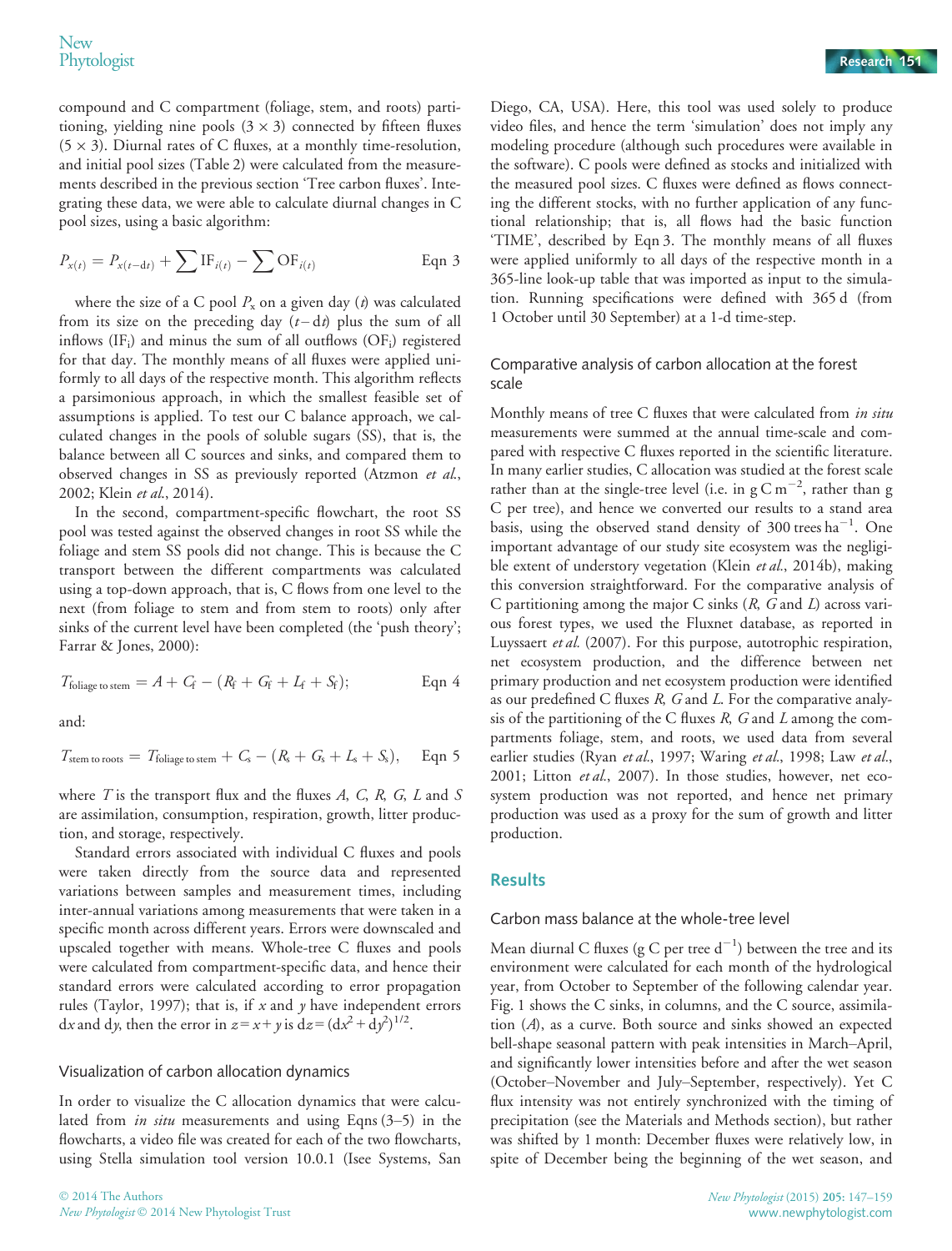compound and C compartment (foliage, stem, and roots) partitioning, yielding nine pools (3 × 3) connected by fifteen fluxes (5 × 3). Diurnal rates of C fluxes, at a monthly time-resolution, and initial pool sizes (Table 2) were calculated from the measurements described in the previous section 'Tree carbon fluxes'. Integrating these data, we were able to calculate diurnal changes in C pool sizes, using a basic algorithm:

$$P_{x(t)} = P_{x(t-\mathrm{d}t)} + \sum \mathrm{IF}_{i(t)} - \sum \mathrm{OF}_{i(t)} \qquad \text{Eqn 3}$$

where the size of a C pool $P_x$ on a given day ($t$) was calculated from its size on the preceding day ($t - \mathrm{d}t$) plus the sum of all inflows ($\mathrm{IF_i}$) and minus the sum of all outflows ($\mathrm{OF_i}$) registered for that day. The monthly means of all fluxes were applied uniformly to all days of the respective month. This algorithm reflects a parsimonious approach, in which the smallest feasible set of assumptions is applied. To test our C balance approach, we calculated changes in the pools of soluble sugars (SS), that is, the balance between all C sources and sinks, and compared them to observed changes in SS as previously reported (Atzmon *et al.*, 2002; Klein *et al.*, 2014).

In the second, compartment-specific flowchart, the root SS pool was tested against the observed changes in root SS while the foliage and stem SS pools did not change. This is because the C transport between the different compartments was calculated using a top-down approach, that is, C flows from one level to the next (from foliage to stem and from stem to roots) only after sinks of the current level have been completed (the 'push theory'; Farrar & Jones, 2000):

$$T_{\text{foliage to stem}} = A + C_{\mathrm{f}} - (R_{\mathrm{f}} + G_{\mathrm{f}} + L_{\mathrm{f}} + S_{\mathrm{f}}); \qquad \text{Eqn 4}$$

and:

$$T_{\text{stem to roots}} = T_{\text{foliage to stem}} + C_{\mathrm{s}} - (R_{\mathrm{s}} + G_{\mathrm{s}} + L_{\mathrm{s}} + S_{\mathrm{s}}), \qquad \text{Eqn 5}$$

where $T$ is the transport flux and the fluxes $A$, $C$, $R$, $G$, $L$ and $S$ are assimilation, consumption, respiration, growth, litter production, and storage, respectively.

Standard errors associated with individual C fluxes and pools were taken directly from the source data and represented variations between samples and measurement times, including inter-annual variations among measurements that were taken in a specific month across different years. Errors were downscaled and upscaled together with means. Whole-tree C fluxes and pools were calculated from compartment-specific data, and hence their standard errors were calculated according to error propagation rules (Taylor, 1997); that is, if $x$ and $y$ have independent errors $\mathrm{d}x$ and $\mathrm{d}y$, then the error in $z = x + y$ is $\mathrm{d}z = (\mathrm{d}x^2 + \mathrm{d}y^2)^{1/2}$.

### Visualization of carbon allocation dynamics

In order to visualize the C allocation dynamics that were calculated from *in situ* measurements and using Eqns (3–5) in the flowcharts, a video file was created for each of the two flowcharts, using Stella simulation tool version 10.0.1 (Isee Systems, San Diego, CA, USA). Here, this tool was used solely to produce video files, and hence the term 'simulation' does not imply any modeling procedure (although such procedures were available in the software). C pools were defined as stocks and initialized with the measured pool sizes. C fluxes were defined as flows connecting the different stocks, with no further application of any functional relationship; that is, all flows had the basic function 'TIME', described by Eqn 3. The monthly means of all fluxes were applied uniformly to all days of the respective month in a 365-line look-up table that was imported as input to the simulation. Running specifications were defined with 365 d (from 1 October until 30 September) at a 1-d time-step.

### Comparative analysis of carbon allocation at the forest scale

Monthly means of tree C fluxes that were calculated from *in situ* measurements were summed at the annual time-scale and compared with respective C fluxes reported in the scientific literature. In many earlier studies, C allocation was studied at the forest scale rather than at the single-tree level (i.e. in g C m$^{-2}$, rather than g C per tree), and hence we converted our results to a stand area basis, using the observed stand density of 300 trees ha$^{-1}$. One important advantage of our study site ecosystem was the negligible extent of understory vegetation (Klein *et al.*, 2014b), making this conversion straightforward. For the comparative analysis of C partitioning among the major C sinks ($R$, $G$ and $L$) across various forest types, we used the Fluxnet database, as reported in Luyssaert *et al.* (2007). For this purpose, autotrophic respiration, net ecosystem production, and the difference between net primary production and net ecosystem production were identified as our predefined C fluxes $R$, $G$ and $L$. For the comparative analysis of the partitioning of the C fluxes $R$, $G$ and $L$ among the compartments foliage, stem, and roots, we used data from several earlier studies (Ryan *et al.*, 1997; Waring *et al.*, 1998; Law *et al.*, 2001; Litton *et al.*, 2007). In those studies, however, net ecosystem production was not reported, and hence net primary production was used as a proxy for the sum of growth and litter production.

## Results

### Carbon mass balance at the whole-tree level

Mean diurnal C fluxes (g C per tree d$^{-1}$) between the tree and its environment were calculated for each month of the hydrological year, from October to September of the following calendar year. Fig. 1 shows the C sinks, in columns, and the C source, assimilation ($A$), as a curve. Both source and sinks showed an expected bell-shape seasonal pattern with peak intensities in March–April, and significantly lower intensities before and after the wet season (October–November and July–September, respectively). Yet C flux intensity was not entirely synchronized with the timing of precipitation (see the Materials and Methods section), but rather was shifted by 1 month: December fluxes were relatively low, in spite of December being the beginning of the wet season, and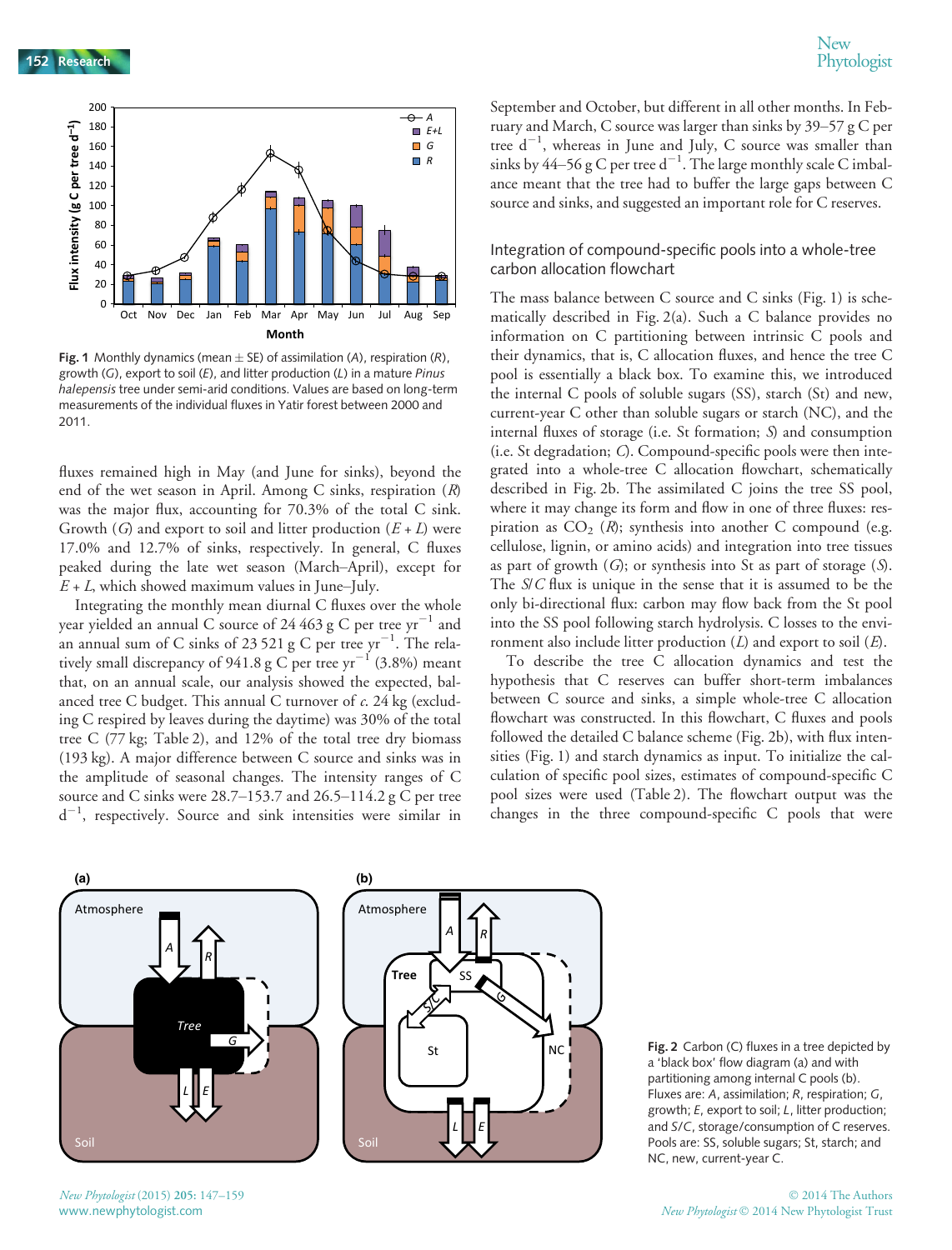Fig. 1 Monthly dynamics (mean ± SE) of assimilation (*A*), respiration (*R*), growth (*G*), export to soil (*E*), and litter production (*L*) in a mature *Pinus halepensis* tree under semi-arid conditions. Values are based on long-term measurements of the individual fluxes in Yatir forest between 2000 and 2011.

fluxes remained high in May (and June for sinks), beyond the end of the wet season in April. Among C sinks, respiration (*R*) was the major flux, accounting for 70.3% of the total C sink. Growth (*G*) and export to soil and litter production (*E* + *L*) were 17.0% and 12.7% of sinks, respectively. In general, C fluxes peaked during the late wet season (March–April), except for *E* + *L*, which showed maximum values in June–July.

Integrating the monthly mean diurnal C fluxes over the whole year yielded an annual C source of 24 463 g C per tree $yr^{-1}$ and an annual sum of C sinks of 23 521 g C per tree $yr^{-1}$. The relatively small discrepancy of 941.8 g C per tree $yr^{-1}$ (3.8%) meant that, on an annual scale, our analysis showed the expected, balanced tree C budget. This annual C turnover of *c.* 24 kg (excluding C respired by leaves during the daytime) was 30% of the total tree C (77 kg; Table 2), and 12% of the total tree dry biomass (193 kg). A major difference between C source and sinks was in the amplitude of seasonal changes. The intensity ranges of C source and C sinks were 28.7–153.7 and 26.5–114.2 g C per tree $d^{-1}$, respectively. Source and sink intensities were similar in September and October, but different in all other months. In February and March, C source was larger than sinks by 39–57 g C per tree $d^{-1}$, whereas in June and July, C source was smaller than sinks by 44–56 g C per tree $d^{-1}$. The large monthly scale C imbalance meant that the tree had to buffer the large gaps between C source and sinks, and suggested an important role for C reserves.

## Integration of compound-specific pools into a whole-tree carbon allocation flowchart

The mass balance between C source and C sinks (Fig. 1) is schematically described in Fig. 2(a). Such a C balance provides no information on C partitioning between intrinsic C pools and their dynamics, that is, C allocation fluxes, and hence the tree C pool is essentially a black box. To examine this, we introduced the internal C pools of soluble sugars (SS), starch (St) and new, current-year C other than soluble sugars or starch (NC), and the internal fluxes of storage (i.e. St formation; *S*) and consumption (i.e. St degradation; *C*). Compound-specific pools were then integrated into a whole-tree C allocation flowchart, schematically described in Fig. 2b. The assimilated C joins the tree SS pool, where it may change its form and flow in one of three fluxes: respiration as $CO_2$ (*R*); synthesis into another C compound (e.g. cellulose, lignin, or amino acids) and integration into tree tissues as part of growth (*G*); or synthesis into St as part of storage (*S*). The *S*/*C* flux is unique in the sense that it is assumed to be the only bi-directional flux: carbon may flow back from the St pool into the SS pool following starch hydrolysis. C losses to the environment also include litter production (*L*) and export to soil (*E*).

To describe the tree C allocation dynamics and test the hypothesis that C reserves can buffer short-term imbalances between C source and sinks, a simple whole-tree C allocation flowchart was constructed. In this flowchart, C fluxes and pools followed the detailed C balance scheme (Fig. 2b), with flux intensities (Fig. 1) and starch dynamics as input. To initialize the calculation of specific pool sizes, estimates of compound-specific C pool sizes were used (Table 2). The flowchart output was the changes in the three compound-specific C pools that were

Fig. 2 Carbon (C) fluxes in a tree depicted by a 'black box' flow diagram (a) and with partitioning among internal C pools (b). Fluxes are: *A*, assimilation; *R*, respiration; *G*, growth; *E*, export to soil; *L*, litter production; and *S*/*C*, storage/consumption of C reserves. Pools are: SS, soluble sugars; St, starch; and NC, new, current-year C.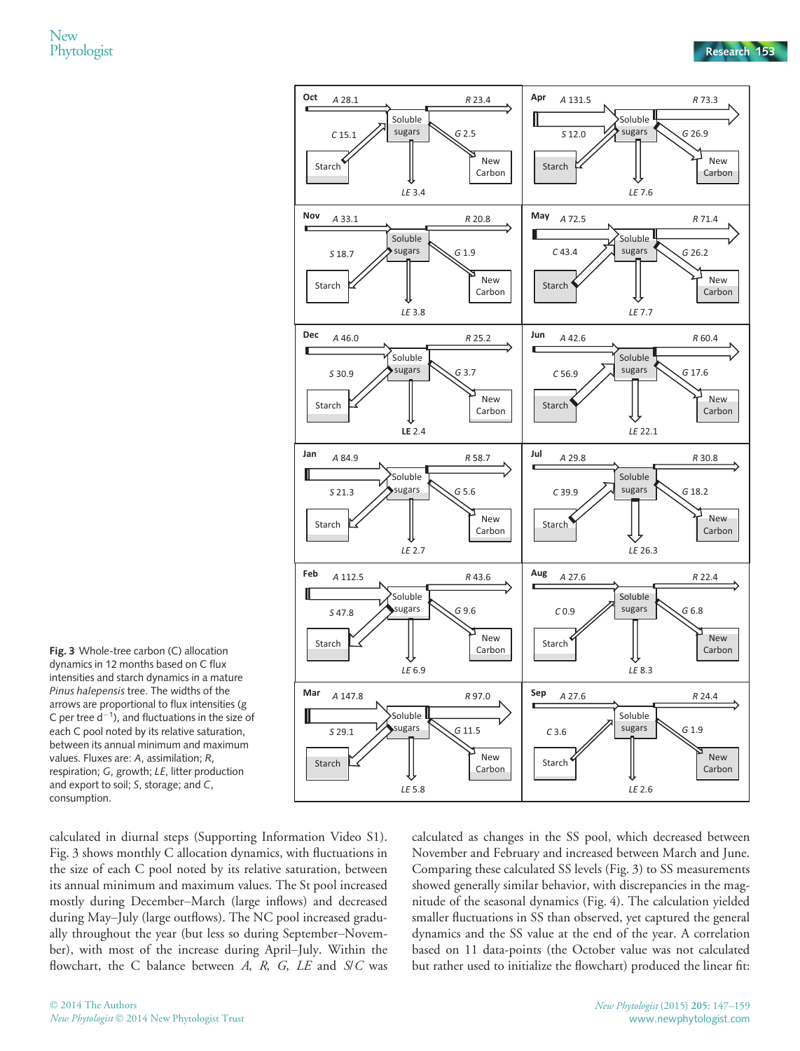Fig. 3 Whole-tree carbon (C) allocation dynamics in 12 months based on C flux intensities and starch dynamics in a mature *Pinus halepensis* tree. The widths of the arrows are proportional to flux intensities (g C per tree $d^{-1}$), and fluctuations in the size of each C pool noted by its relative saturation, between its annual minimum and maximum values. Fluxes are: *A*, assimilation; *R*, respiration; *G*, growth; *LE*, litter production and export to soil; *S*, storage; and *C*, consumption.

| Month | *A* | *R* | *S* / *C* | *G* | *LE* |
|---|---|---|---|---|---|
| Oct | 28.1 | 23.4 | *C* 15.1 | 2.5 | 3.4 |
| Nov | 33.1 | 20.8 | *S* 18.7 | 1.9 | 3.8 |
| Dec | 46.0 | 25.2 | *S* 30.9 | 3.7 | 2.4 |
| Jan | 84.9 | 58.7 | *S* 21.3 | 5.6 | 2.7 |
| Feb | 112.5 | 43.6 | *S* 47.8 | 9.6 | 6.9 |
| Mar | 147.8 | 97.0 | *S* 29.1 | 11.5 | 5.8 |
| Apr | 131.5 | 73.3 | *S* 12.0 | 26.9 | 7.6 |
| May | 72.5 | 71.4 | *C* 43.4 | 26.2 | 7.7 |
| Jun | 42.6 | 60.4 | *C* 56.9 | 17.6 | 22.1 |
| Jul | 29.8 | 30.8 | *C* 39.9 | 18.2 | 26.3 |
| Aug | 27.6 | 22.4 | *C* 0.9 | 6.8 | 8.3 |
| Sep | 27.6 | 24.4 | *C* 3.6 | 1.9 | 2.6 |

calculated in diurnal steps (Supporting Information Video S1). Fig. 3 shows monthly C allocation dynamics, with fluctuations in the size of each C pool noted by its relative saturation, between its annual minimum and maximum values. The St pool increased mostly during December–March (large inflows) and decreased during May–July (large outflows). The NC pool increased gradually throughout the year (but less so during September–November), with most of the increase during April–July. Within the flowchart, the C balance between *A*, *R*, *G*, *LE* and *S*/*C* was calculated as changes in the SS pool, which decreased between November and February and increased between March and June. Comparing these calculated SS levels (Fig. 3) to SS measurements showed generally similar behavior, with discrepancies in the magnitude of the seasonal dynamics (Fig. 4). The calculation yielded smaller fluctuations in SS than observed, yet captured the general dynamics and the SS value at the end of the year. A correlation based on 11 data-points (the October value was not calculated but rather used to initialize the flowchart) produced the linear fit: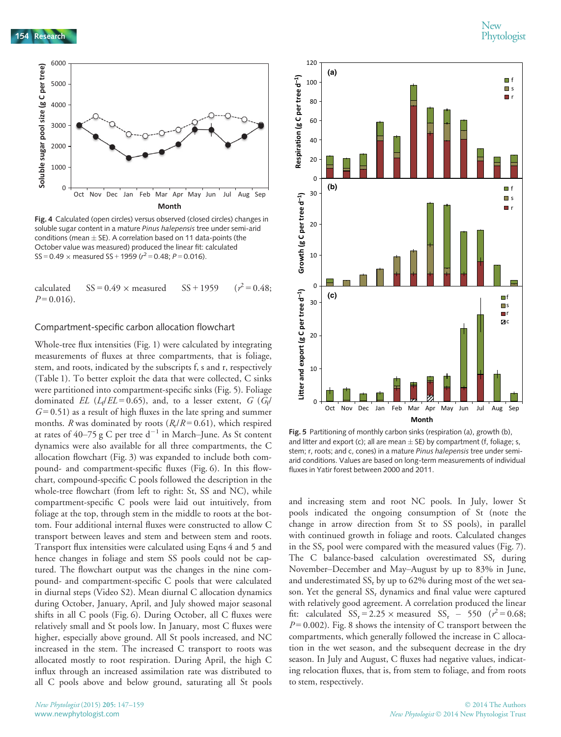Fig. 4 Calculated (open circles) versus observed (closed circles) changes in soluble sugar content in a mature *Pinus halepensis* tree under semi-arid conditions (mean ± SE). A correlation based on 11 data-points (the October value was measured) produced the linear fit: calculated SS = 0.49 × measured SS + 1959 ($r^2$ = 0.48; $P$ = 0.016).

calculated SS = 0.49 × measured SS + 1959 ($r^2$ = 0.48; $P$ = 0.016).

### Compartment-specific carbon allocation flowchart

Whole-tree flux intensities (Fig. 1) were calculated by integrating measurements of fluxes at three compartments, that is foliage, stem, and roots, indicated by the subscripts f, s and r, respectively (Table 1). To better exploit the data that were collected, C sinks were partitioned into compartment-specific sinks (Fig. 5). Foliage dominated *EL* ($L_f$/*EL* = 0.65), and, to a lesser extent, *G* ($G_f$/*G* = 0.51) as a result of high fluxes in the late spring and summer months. *R* was dominated by roots ($R_r$/*R* = 0.61), which respired at rates of 40–75 g C per tree $d^{-1}$ in March–June. As St content dynamics were also available for all three compartments, the C allocation flowchart (Fig. 3) was expanded to include both compound- and compartment-specific fluxes (Fig. 6). In this flowchart, compound-specific C pools followed the description in the whole-tree flowchart (from left to right: St, SS and NC), while compartment-specific C pools were laid out intuitively, from foliage at the top, through stem in the middle to roots at the bottom. Four additional internal fluxes were constructed to allow C transport between leaves and stem and between stem and roots. Transport flux intensities were calculated using Eqns 4 and 5 and hence changes in foliage and stem SS pools could not be captured. The flowchart output was the changes in the nine compound- and compartment-specific C pools that were calculated in diurnal steps (Video S2). Mean diurnal C allocation dynamics during October, January, April, and July showed major seasonal shifts in all C pools (Fig. 6). During October, all C fluxes were relatively small and St pools low. In January, most C fluxes were higher, especially above ground. All St pools increased, and NC increased in the stem. The increased C transport to roots was allocated mostly to root respiration. During April, the high C influx through an increased assimilation rate was distributed to all C pools above and below ground, saturating all St pools and increasing stem and root NC pools. In July, lower St pools indicated the ongoing consumption of St (note the change in arrow direction from St to SS pools), in parallel with continued growth in foliage and roots. Calculated changes in the $SS_r$ pool were compared with the measured values (Fig. 7). The C balance-based calculation overestimated $SS_r$ during November–December and May–August by up to 83% in June, and underestimated $SS_r$ by up to 62% during most of the wet season. Yet the general $SS_r$ dynamics and final value were captured with relatively good agreement. A correlation produced the linear fit: calculated $SS_r$ = 2.25 × measured $SS_r$ − 550 ($r^2$ = 0.68; $P$ = 0.002). Fig. 8 shows the intensity of C transport between the compartments, which generally followed the increase in C allocation in the wet season, and the subsequent decrease in the dry season. In July and August, C fluxes had negative values, indicating relocation fluxes, that is, from stem to foliage, and from roots to stem, respectively.

Fig. 5 Partitioning of monthly carbon sinks (respiration (a), growth (b), and litter and export (c); all are mean ± SE) by compartment (f, foliage; s, stem; r, roots; and c, cones) in a mature *Pinus halepensis* tree under semi-arid conditions. Values are based on long-term measurements of individual fluxes in Yatir forest between 2000 and 2011.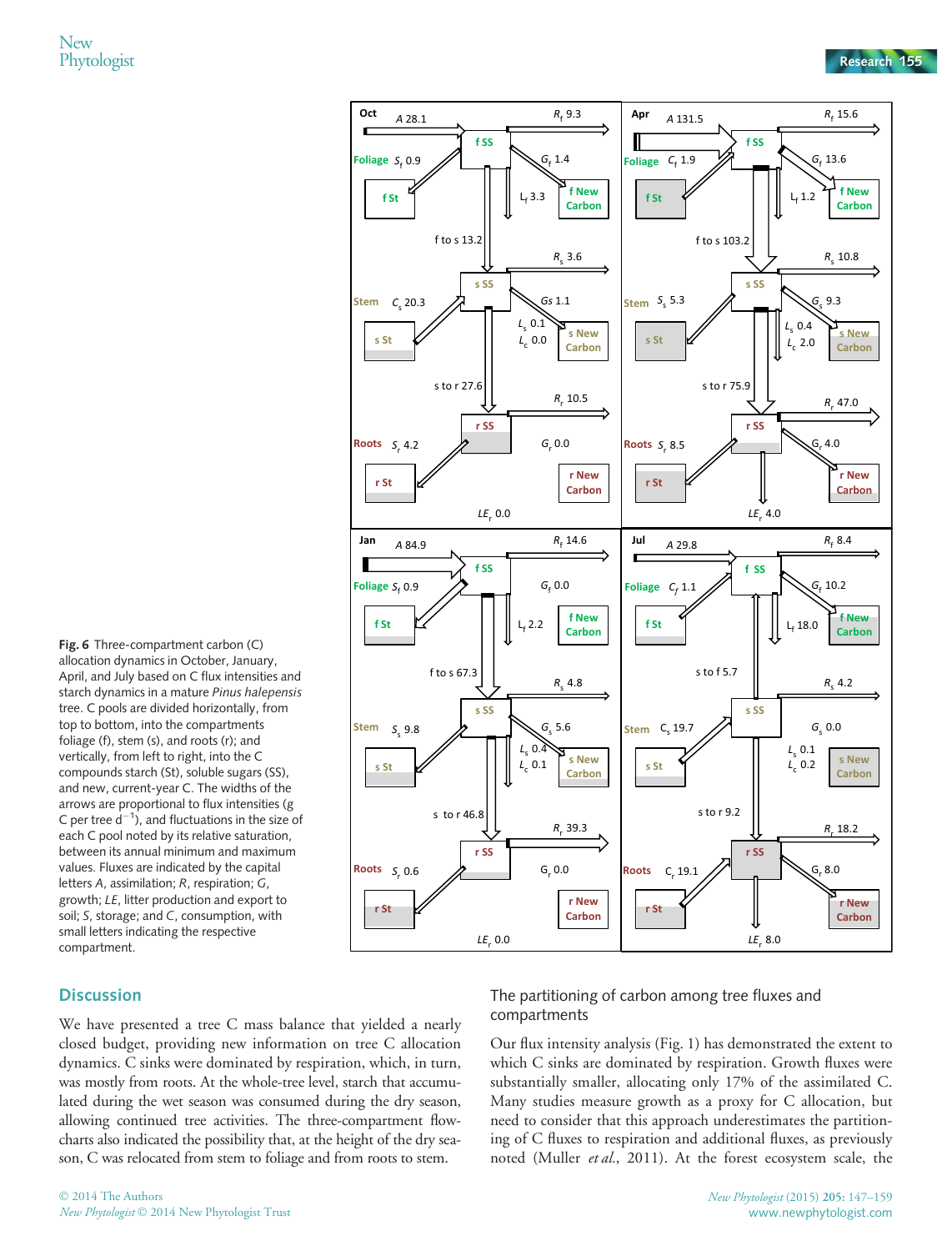**Fig. 6** Three-compartment carbon (C) allocation dynamics in October, January, April, and July based on C flux intensities and starch dynamics in a mature *Pinus halepensis* tree. C pools are divided horizontally, from top to bottom, into the compartments foliage (f), stem (s), and roots (r); and vertically, from left to right, into the C compounds starch (St), soluble sugars (SS), and new, current-year C. The widths of the arrows are proportional to flux intensities (g C per tree $d^{-1}$), and fluctuations in the size of each C pool noted by its relative saturation, between its annual minimum and maximum values. Fluxes are indicated by the capital letters *A*, assimilation; *R*, respiration; *G*, growth; *LE*, litter production and export to soil; *S*, storage; and *C*, consumption, with small letters indicating the respective compartment.

## Discussion

We have presented a tree C mass balance that yielded a nearly closed budget, providing new information on tree C allocation dynamics. C sinks were dominated by respiration, which, in turn, was mostly from roots. At the whole-tree level, starch that accumulated during the wet season was consumed during the dry season, allowing continued tree activities. The three-compartment flowcharts also indicated the possibility that, at the height of the dry season, C was relocated from stem to foliage and from roots to stem.

### The partitioning of carbon among tree fluxes and compartments

Our flux intensity analysis (Fig. 1) has demonstrated the extent to which C sinks are dominated by respiration. Growth fluxes were substantially smaller, allocating only 17% of the assimilated C. Many studies measure growth as a proxy for C allocation, but need to consider that this approach underestimates the partitioning of C fluxes to respiration and additional fluxes, as previously noted (Muller *et al.*, 2011). At the forest ecosystem scale, the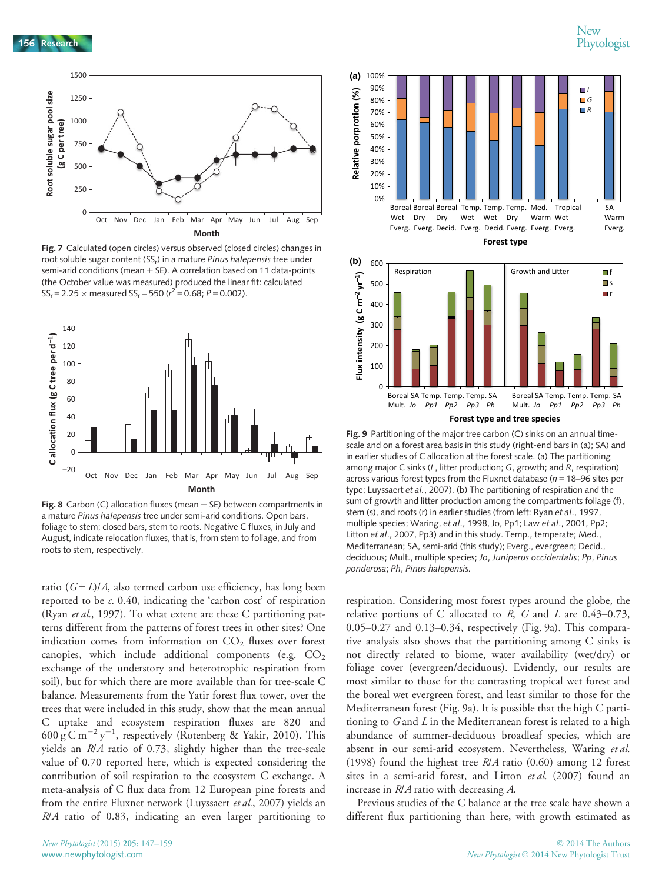Fig. 7 Calculated (open circles) versus observed (closed circles) changes in root soluble sugar content ($SS_r$) in a mature *Pinus halepensis* tree under semi-arid conditions (mean ± SE). A correlation based on 11 data-points (the October value was measured) produced the linear fit: calculated $SS_r = 2.25 \times$ measured $SS_r - 550$ ($r^2 = 0.68$; $P = 0.002$).

Fig. 8 Carbon (C) allocation fluxes (mean ± SE) between compartments in a mature *Pinus halepensis* tree under semi-arid conditions. Open bars, foliage to stem; closed bars, stem to roots. Negative C fluxes, in July and August, indicate relocation fluxes, that is, from stem to foliage, and from roots to stem, respectively.

Fig. 9 Partitioning of the major tree carbon (C) sinks on an annual time-scale and on a forest area basis in this study (right-end bars in (a); SA) and in earlier studies of C allocation at the forest scale. (a) The partitioning among major C sinks (*L*, litter production; *G*, growth; and *R*, respiration) across various forest types from the Fluxnet database ($n$ = 18–96 sites per type; Luyssaert *et al.*, 2007). (b) The partitioning of respiration and the sum of growth and litter production among the compartments foliage (f), stem (s), and roots (r) in earlier studies (from left: Ryan *et al.*, 1997, multiple species; Waring, *et al.*, 1998, Jo, Pp1; Law *et al.*, 2001, Pp2; Litton *et al.*, 2007, Pp3) and in this study. Temp., temperate; Med., Mediterranean; SA, semi-arid (this study); Everg., evergreen; Decid., deciduous; Mult., multiple species; *Jo*, *Juniperus occidentalis*; *Pp*, *Pinus ponderosa*; *Ph*, *Pinus halepensis*.

ratio $(G+L)/A$, also termed carbon use efficiency, has long been reported to be *c.* 0.40, indicating the 'carbon cost' of respiration (Ryan *et al.*, 1997). To what extent are these C partitioning patterns different from the patterns of forest trees in other sites? One indication comes from information on $CO_2$ fluxes over forest canopies, which include additional components (e.g. $CO_2$ exchange of the understory and heterotrophic respiration from soil), but for which there are more available than for tree-scale C balance. Measurements from the Yatir forest flux tower, over the trees that were included in this study, show that the mean annual C uptake and ecosystem respiration fluxes are 820 and 600 g C $m^{-2}$ $y^{-1}$, respectively (Rotenberg & Yakir, 2010). This yields an $R/A$ ratio of 0.73, slightly higher than the tree-scale value of 0.70 reported here, which is expected considering the contribution of soil respiration to the ecosystem C exchange. A meta-analysis of C flux data from 12 European pine forests and from the entire Fluxnet network (Luyssaert *et al.*, 2007) yields an $R/A$ ratio of 0.83, indicating an even larger partitioning to respiration. Considering most forest types around the globe, the relative portions of C allocated to *R*, *G* and *L* are 0.43–0.73, 0.05–0.27 and 0.13–0.34, respectively (Fig. 9a). This comparative analysis also shows that the partitioning among C sinks is not directly related to biome, water availability (wet/dry) or foliage cover (evergreen/deciduous). Evidently, our results are most similar to those for the contrasting tropical wet forest and the boreal wet evergreen forest, and least similar to those for the Mediterranean forest (Fig. 9a). It is possible that the high C partitioning to *G* and *L* in the Mediterranean forest is related to a high abundance of summer-deciduous broadleaf species, which are absent in our semi-arid ecosystem. Nevertheless, Waring *et al.* (1998) found the highest tree $R/A$ ratio (0.60) among 12 forest sites in a semi-arid forest, and Litton *et al.* (2007) found an increase in $R/A$ ratio with decreasing *A*.

Previous studies of the C balance at the tree scale have shown a different flux partitioning than here, with growth estimated as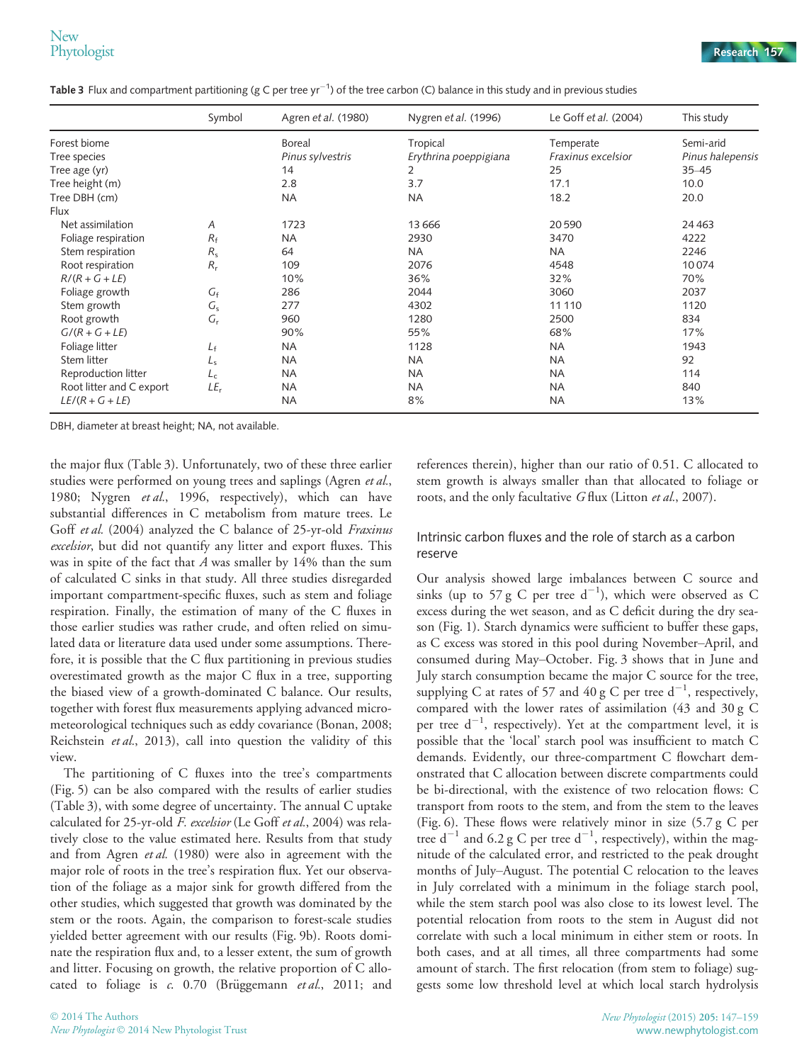Table 3 Flux and compartment partitioning (g C per tree $yr^{-1}$) of the tree carbon (C) balance in this study and in previous studies

| | Symbol | Agren *et al.* (1980) | Nygren *et al.* (1996) | Le Goff *et al.* (2004) | This study |
|---|---|---|---|---|---|
| Forest biome | | Boreal | Tropical | Temperate | Semi-arid |
| Tree species | | *Pinus sylvestris* | *Erythrina poeppigiana* | *Fraxinus excelsior* | *Pinus halepensis* |
| Tree age (yr) | | 14 | 2 | 25 | 35–45 |
| Tree height (m) | | 2.8 | 3.7 | 17.1 | 10.0 |
| Tree DBH (cm) | | NA | NA | 18.2 | 20.0 |
| Flux | | | | | |
| Net assimilation | $A$ | 1723 | 13 666 | 20 590 | 24 463 |
| Foliage respiration | $R_f$ | NA | 2930 | 3470 | 4222 |
| Stem respiration | $R_s$ | 64 | NA | NA | 2246 |
| Root respiration | $R_r$ | 109 | 2076 | 4548 | 10 074 |
| $R/(R+G+LE)$ | | 10% | 36% | 32% | 70% |
| Foliage growth | $G_f$ | 286 | 2044 | 3060 | 2037 |
| Stem growth | $G_s$ | 277 | 4302 | 11 110 | 1120 |
| Root growth | $G_r$ | 960 | 1280 | 2500 | 834 |
| $G/(R+G+LE)$ | | 90% | 55% | 68% | 17% |
| Foliage litter | $L_f$ | NA | 1128 | NA | 1943 |
| Stem litter | $L_s$ | NA | NA | NA | 92 |
| Reproduction litter | $L_c$ | NA | NA | NA | 114 |
| Root litter and C export | $LE_r$ | NA | NA | NA | 840 |
| $LE/(R+G+LE)$ | | NA | 8% | NA | 13% |

DBH, diameter at breast height; NA, not available.

the major flux (Table 3). Unfortunately, two of these three earlier studies were performed on young trees and saplings (Agren *et al.*, 1980; Nygren *et al.*, 1996, respectively), which can have substantial differences in C metabolism from mature trees. Le Goff *et al.* (2004) analyzed the C balance of 25-yr-old *Fraxinus excelsior*, but did not quantify any litter and export fluxes. This was in spite of the fact that $A$ was smaller by 14% than the sum of calculated C sinks in that study. All three studies disregarded important compartment-specific fluxes, such as stem and foliage respiration. Finally, the estimation of many of the C fluxes in those earlier studies was rather crude, and often relied on simulated data or literature data used under some assumptions. Therefore, it is possible that the C flux partitioning in previous studies overestimated growth as the major C flux in a tree, supporting the biased view of a growth-dominated C balance. Our results, together with forest flux measurements applying advanced micrometeorological techniques such as eddy covariance (Bonan, 2008; Reichstein *et al.*, 2013), call into question the validity of this view.

The partitioning of C fluxes into the tree's compartments (Fig. 5) can be also compared with the results of earlier studies (Table 3), with some degree of uncertainty. The annual C uptake calculated for 25-yr-old *F. excelsior* (Le Goff *et al.*, 2004) was relatively close to the value estimated here. Results from that study and from Agren *et al.* (1980) were also in agreement with the major role of roots in the tree's respiration flux. Yet our observation of the foliage as a major sink for growth differed from the other studies, which suggested that growth was dominated by the stem or the roots. Again, the comparison to forest-scale studies yielded better agreement with our results (Fig. 9b). Roots dominate the respiration flux and, to a lesser extent, the sum of growth and litter. Focusing on growth, the relative proportion of C allocated to foliage is *c.* 0.70 (Brüggemann *et al.*, 2011; and references therein), higher than our ratio of 0.51. C allocated to stem growth is always smaller than that allocated to foliage or roots, and the only facultative $G$ flux (Litton *et al.*, 2007).

## Intrinsic carbon fluxes and the role of starch as a carbon reserve

Our analysis showed large imbalances between C source and sinks (up to 57 g C per tree $d^{-1}$), which were observed as C excess during the wet season, and as C deficit during the dry season (Fig. 1). Starch dynamics were sufficient to buffer these gaps, as C excess was stored in this pool during November–April, and consumed during May–October. Fig. 3 shows that in June and July starch consumption became the major C source for the tree, supplying C at rates of 57 and 40 g C per tree $d^{-1}$, respectively, compared with the lower rates of assimilation (43 and 30 g C per tree $d^{-1}$, respectively). Yet at the compartment level, it is possible that the 'local' starch pool was insufficient to match C demands. Evidently, our three-compartment C flowchart demonstrated that C allocation between discrete compartments could be bi-directional, with the existence of two relocation flows: C transport from roots to the stem, and from the stem to the leaves (Fig. 6). These flows were relatively minor in size (5.7 g C per tree $d^{-1}$ and 6.2 g C per tree $d^{-1}$, respectively), within the magnitude of the calculated error, and restricted to the peak drought months of July–August. The potential C relocation to the leaves in July correlated with a minimum in the foliage starch pool, while the stem starch pool was also close to its lowest level. The potential relocation from roots to the stem in August did not correlate with such a local minimum in either stem or roots. In both cases, and at all times, all three compartments had some amount of starch. The first relocation (from stem to foliage) suggests some low threshold level at which local starch hydrolysis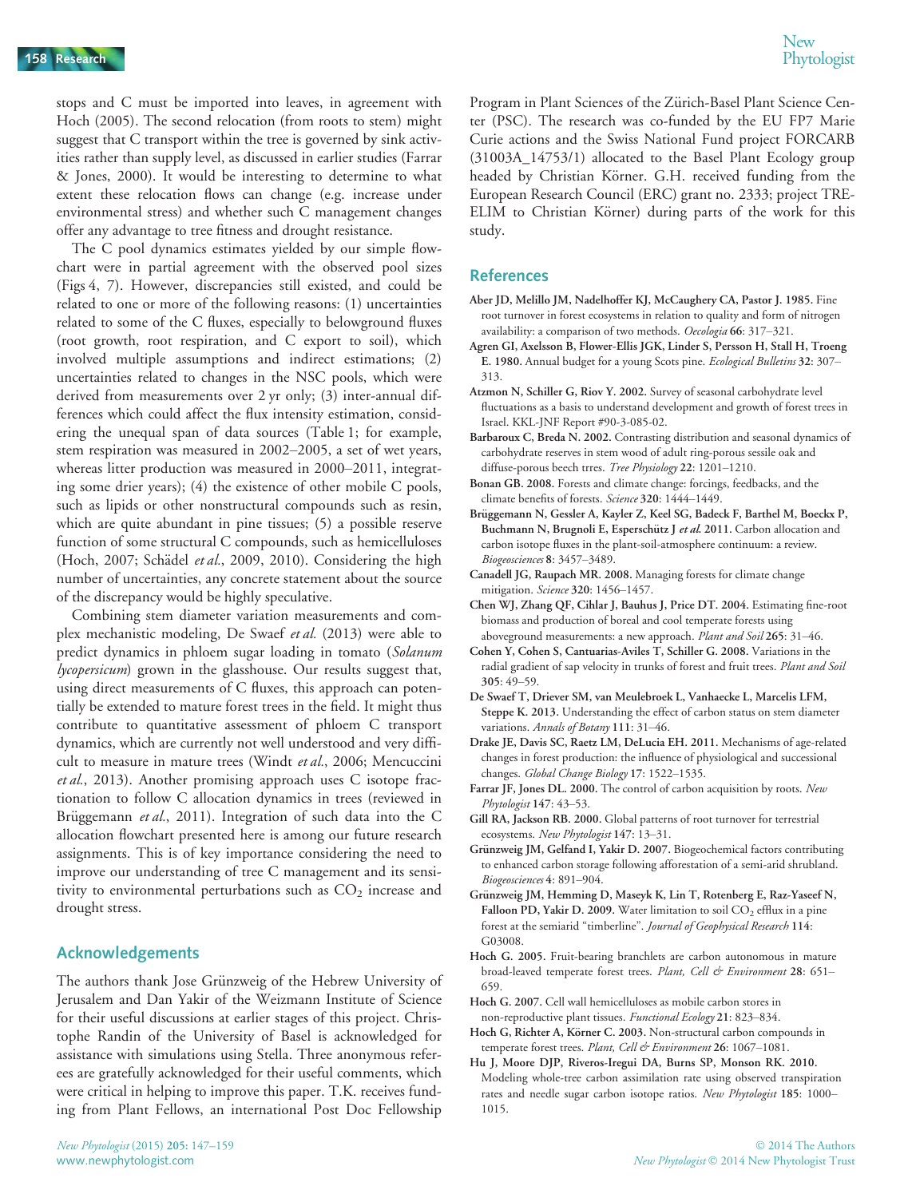stops and C must be imported into leaves, in agreement with Hoch (2005). The second relocation (from roots to stem) might suggest that C transport within the tree is governed by sink activities rather than supply level, as discussed in earlier studies (Farrar & Jones, 2000). It would be interesting to determine to what extent these relocation flows can change (e.g. increase under environmental stress) and whether such C management changes offer any advantage to tree fitness and drought resistance.

The C pool dynamics estimates yielded by our simple flowchart were in partial agreement with the observed pool sizes (Figs 4, 7). However, discrepancies still existed, and could be related to one or more of the following reasons: (1) uncertainties related to some of the C fluxes, especially to belowground fluxes (root growth, root respiration, and C export to soil), which involved multiple assumptions and indirect estimations; (2) uncertainties related to changes in the NSC pools, which were derived from measurements over 2 yr only; (3) inter-annual differences which could affect the flux intensity estimation, considering the unequal span of data sources (Table 1; for example, stem respiration was measured in 2002–2005, a set of wet years, whereas litter production was measured in 2000–2011, integrating some drier years); (4) the existence of other mobile C pools, such as lipids or other nonstructural compounds such as resin, which are quite abundant in pine tissues; (5) a possible reserve function of some structural C compounds, such as hemicelluloses (Hoch, 2007; Schädel *et al.*, 2009, 2010). Considering the high number of uncertainties, any concrete statement about the source of the discrepancy would be highly speculative.

Combining stem diameter variation measurements and complex mechanistic modeling, De Swaef *et al.* (2013) were able to predict dynamics in phloem sugar loading in tomato (*Solanum lycopersicum*) grown in the glasshouse. Our results suggest that, using direct measurements of C fluxes, this approach can potentially be extended to mature forest trees in the field. It might thus contribute to quantitative assessment of phloem C transport dynamics, which are currently not well understood and very difficult to measure in mature trees (Windt *et al.*, 2006; Mencuccini *et al.*, 2013). Another promising approach uses C isotope fractionation to follow C allocation dynamics in trees (reviewed in Brüggemann *et al.*, 2011). Integration of such data into the C allocation flowchart presented here is among our future research assignments. This is of key importance considering the need to improve our understanding of tree C management and its sensitivity to environmental perturbations such as $CO_2$ increase and drought stress.

## Acknowledgements

The authors thank Jose Grünzweig of the Hebrew University of Jerusalem and Dan Yakir of the Weizmann Institute of Science for their useful discussions at earlier stages of this project. Christophe Randin of the University of Basel is acknowledged for assistance with simulations using Stella. Three anonymous referees are gratefully acknowledged for their useful comments, which were critical in helping to improve this paper. T.K. receives funding from Plant Fellows, an international Post Doc Fellowship Program in Plant Sciences of the Zürich-Basel Plant Science Center (PSC). The research was co-funded by the EU FP7 Marie Curie actions and the Swiss National Fund project FORCARB (31003A_14753/1) allocated to the Basel Plant Ecology group headed by Christian Körner. G.H. received funding from the European Research Council (ERC) grant no. 2333; project TREELIM to Christian Körner) during parts of the work for this study.

## References

**Aber JD, Melillo JM, Nadelhoffer KJ, McCaughery CA, Pastor J. 1985.** Fine root turnover in forest ecosystems in relation to quality and form of nitrogen availability: a comparison of two methods. *Oecologia* 66: 317–321.

**Agren GI, Axelsson B, Flower-Ellis JGK, Linder S, Persson H, Stall H, Troeng E. 1980.** Annual budget for a young Scots pine. *Ecological Bulletins* 32: 307–313.

**Atzmon N, Schiller G, Riov Y. 2002.** Survey of seasonal carbohydrate level fluctuations as a basis to understand development and growth of forest trees in Israel. KKL-JNF Report #90-3-085-02.

**Barbaroux C, Breda N. 2002.** Contrasting distribution and seasonal dynamics of carbohydrate reserves in stem wood of adult ring-porous sessile oak and diffuse-porous beech trres. *Tree Physiology* 22: 1201–1210.

**Bonan GB. 2008.** Forests and climate change: forcings, feedbacks, and the climate benefits of forests. *Science* 320: 1444–1449.

**Brüggemann N, Gessler A, Kayler Z, Keel SG, Badeck F, Barthel M, Boeckx P, Buchmann N, Brugnoli E, Esperschütz J *et al.* 2011.** Carbon allocation and carbon isotope fluxes in the plant-soil-atmosphere continuum: a review. *Biogeosciences* 8: 3457–3489.

**Canadell JG, Raupach MR. 2008.** Managing forests for climate change mitigation. *Science* 320: 1456–1457.

**Chen WJ, Zhang QF, Cihlar J, Bauhus J, Price DT. 2004.** Estimating fine-root biomass and production of boreal and cool temperate forests using aboveground measurements: a new approach. *Plant and Soil* 265: 31–46.

**Cohen Y, Cohen S, Cantuarias-Aviles T, Schiller G. 2008.** Variations in the radial gradient of sap velocity in trunks of forest and fruit trees. *Plant and Soil* 305: 49–59.

**De Swaef T, Driever SM, van Meulebroek L, Vanhaecke L, Marcelis LFM, Steppe K. 2013.** Understanding the effect of carbon status on stem diameter variations. *Annals of Botany* 111: 31–46.

**Drake JE, Davis SC, Raetz LM, DeLucia EH. 2011.** Mechanisms of age-related changes in forest production: the influence of physiological and successional changes. *Global Change Biology* 17: 1522–1535.

**Farrar JF, Jones DL. 2000.** The control of carbon acquisition by roots. *New Phytologist* 147: 43–53.

**Gill RA, Jackson RB. 2000.** Global patterns of root turnover for terrestrial ecosystems. *New Phytologist* 147: 13–31.

**Grünzweig JM, Gelfand I, Yakir D. 2007.** Biogeochemical factors contributing to enhanced carbon storage following afforestation of a semi-arid shrubland. *Biogeosciences* 4: 891–904.

**Grünzweig JM, Hemming D, Maseyk K, Lin T, Rotenberg E, Raz-Yaseef N, Falloon PD, Yakir D. 2009.** Water limitation to soil $CO_2$ efflux in a pine forest at the semiarid "timberline". *Journal of Geophysical Research* 114: G03008.

**Hoch G. 2005.** Fruit-bearing branchlets are carbon autonomous in mature broad-leaved temperate forest trees. *Plant, Cell & Environment* 28: 651–659.

**Hoch G. 2007.** Cell wall hemicelluloses as mobile carbon stores in non-reproductive plant tissues. *Functional Ecology* 21: 823–834.

**Hoch G, Richter A, Körner C. 2003.** Non-structural carbon compounds in temperate forest trees. *Plant, Cell & Environment* 26: 1067–1081.

**Hu J, Moore DJP, Riveros-Iregui DA, Burns SP, Monson RK. 2010.** Modeling whole-tree carbon assimilation rate using observed transpiration rates and needle sugar carbon isotope ratios. *New Phytologist* 185: 1000–1015.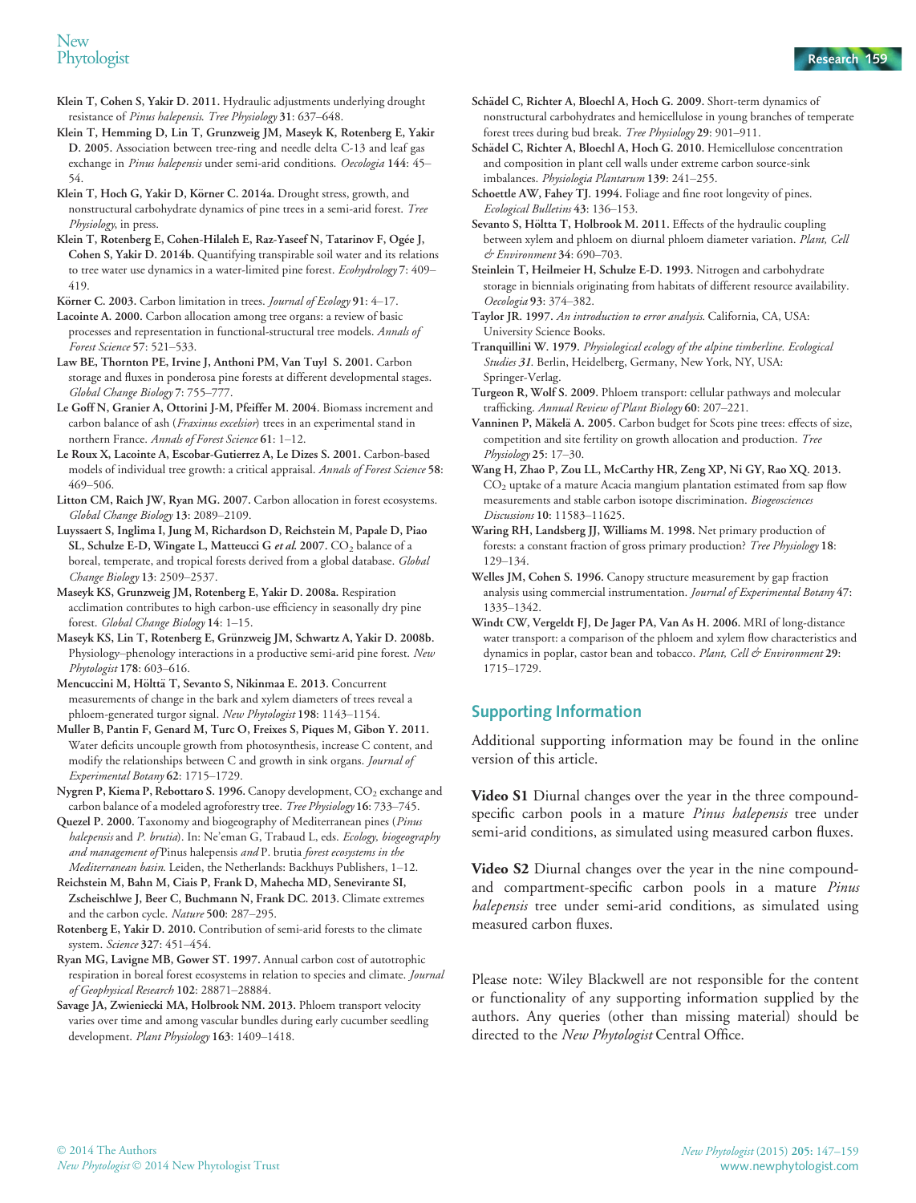Klein T, Cohen S, Yakir D. 2011. Hydraulic adjustments underlying drought resistance of *Pinus halepensis*. *Tree Physiology* 31: 637–648.

Klein T, Hemming D, Lin T, Grunzweig JM, Maseyk K, Rotenberg E, Yakir D. 2005. Association between tree-ring and needle delta C-13 and leaf gas exchange in *Pinus halepensis* under semi-arid conditions. *Oecologia* 144: 45–54.

Klein T, Hoch G, Yakir D, Körner C. 2014a. Drought stress, growth, and nonstructural carbohydrate dynamics of pine trees in a semi-arid forest. *Tree Physiology*, in press.

Klein T, Rotenberg E, Cohen-Hilaleh E, Raz-Yaseef N, Tatarinov F, Ogée J, Cohen S, Yakir D. 2014b. Quantifying transpirable soil water and its relations to tree water use dynamics in a water-limited pine forest. *Ecohydrology* 7: 409–419.

Körner C. 2003. Carbon limitation in trees. *Journal of Ecology* 91: 4–17.

Lacointe A. 2000. Carbon allocation among tree organs: a review of basic processes and representation in functional-structural tree models. *Annals of Forest Science* 57: 521–533.

Law BE, Thornton PE, Irvine J, Anthoni PM, Van Tuyl S. 2001. Carbon storage and fluxes in ponderosa pine forests at different developmental stages. *Global Change Biology* 7: 755–777.

Le Goff N, Granier A, Ottorini J-M, Pfeiffer M. 2004. Biomass increment and carbon balance of ash (*Fraxinus excelsior*) trees in an experimental stand in northern France. *Annals of Forest Science* 61: 1–12.

Le Roux X, Lacointe A, Escobar-Gutierrez A, Le Dizes S. 2001. Carbon-based models of individual tree growth: a critical appraisal. *Annals of Forest Science* 58: 469–506.

Litton CM, Raich JW, Ryan MG. 2007. Carbon allocation in forest ecosystems. *Global Change Biology* 13: 2089–2109.

Luyssaert S, Inglima I, Jung M, Richardson D, Reichstein M, Papale D, Piao SL, Schulze E-D, Wingate L, Matteucci G *et al.* 2007. $CO_2$ balance of a boreal, temperate, and tropical forests derived from a global database. *Global Change Biology* 13: 2509–2537.

Maseyk KS, Grunzweig JM, Rotenberg E, Yakir D. 2008a. Respiration acclimation contributes to high carbon-use efficiency in seasonally dry pine forest. *Global Change Biology* 14: 1–15.

Maseyk KS, Lin T, Rotenberg E, Grünzweig JM, Schwartz A, Yakir D. 2008b. Physiology–phenology interactions in a productive semi-arid pine forest. *New Phytologist* 178: 603–616.

Mencuccini M, Hölttä T, Sevanto S, Nikinmaa E. 2013. Concurrent measurements of change in the bark and xylem diameters of trees reveal a phloem-generated turgor signal. *New Phytologist* 198: 1143–1154.

Muller B, Pantin F, Genard M, Turc O, Freixes S, Piques M, Gibon Y. 2011. Water deficits uncouple growth from photosynthesis, increase C content, and modify the relationships between C and growth in sink organs. *Journal of Experimental Botany* 62: 1715–1729.

Nygren P, Kiema P, Rebottaro S. 1996. Canopy development, $CO_2$ exchange and carbon balance of a modeled agroforestry tree. *Tree Physiology* 16: 733–745.

Quezel P. 2000. Taxonomy and biogeography of Mediterranean pines (*Pinus halepensis* and *P. brutia*). In: Ne'eman G, Trabaud L, eds. *Ecology, biogeography and management of* Pinus halepensis *and* P. brutia *forest ecosystems in the Mediterranean basin.* Leiden, the Netherlands: Backhuys Publishers, 1–12.

Reichstein M, Bahn M, Ciais P, Frank D, Mahecha MD, Seneviratne SI, Zscheischlwe J, Beer C, Buchmann N, Frank DC. 2013. Climate extremes and the carbon cycle. *Nature* 500: 287–295.

Rotenberg E, Yakir D. 2010. Contribution of semi-arid forests to the climate system. *Science* 327: 451–454.

Ryan MG, Lavigne MB, Gower ST. 1997. Annual carbon cost of autotrophic respiration in boreal forest ecosystems in relation to species and climate. *Journal of Geophysical Research* 102: 28871–28884.

Savage JA, Zwieniecki MA, Holbrook NM. 2013. Phloem transport velocity varies over time and among vascular bundles during early cucumber seedling development. *Plant Physiology* 163: 1409–1418.

Schädel C, Richter A, Bloechl A, Hoch G. 2009. Short-term dynamics of nonstructural carbohydrates and hemicellulose in young branches of temperate forest trees during bud break. *Tree Physiology* 29: 901–911.

Schädel C, Richter A, Bloechl A, Hoch G. 2010. Hemicellulose concentration and composition in plant cell walls under extreme carbon source-sink imbalances. *Physiologia Plantarum* 139: 241–255.

Schoettle AW, Fahey TJ. 1994. Foliage and fine root longevity of pines. *Ecological Bulletins* 43: 136–153.

Sevanto S, Hölttä T, Holbrook M. 2011. Effects of the hydraulic coupling between xylem and phloem on diurnal phloem diameter variation. *Plant, Cell & Environment* 34: 690–703.

Steinlein T, Heilmeier H, Schulze E-D. 1993. Nitrogen and carbohydrate storage in biennials originating from habitats of different resource availability. *Oecologia* 93: 374–382.

Taylor JR. 1997. *An introduction to error analysis.* California, CA, USA: University Science Books.

Tranquillini W. 1979. *Physiological ecology of the alpine timberline. Ecological Studies 31.* Berlin, Heidelberg, Germany, New York, NY, USA: Springer-Verlag.

Turgeon R, Wolf S. 2009. Phloem transport: cellular pathways and molecular trafficking. *Annual Review of Plant Biology* 60: 207–221.

Vanninen P, Mäkelä A. 2005. Carbon budget for Scots pine trees: effects of size, competition and site fertility on growth allocation and production. *Tree Physiology* 25: 17–30.

Wang H, Zhao P, Zou LL, McCarthy HR, Zeng XP, Ni GY, Rao XQ. 2013. $CO_2$ uptake of a mature Acacia mangium plantation estimated from sap flow measurements and stable carbon isotope discrimination. *Biogeosciences Discussions* 10: 11583–11625.

Waring RH, Landsberg JJ, Williams M. 1998. Net primary production of forests: a constant fraction of gross primary production? *Tree Physiology* 18: 129–134.

Welles JM, Cohen S. 1996. Canopy structure measurement by gap fraction analysis using commercial instrumentation. *Journal of Experimental Botany* 47: 1335–1342.

Windt CW, Vergeldt FJ, De Jager PA, Van As H. 2006. MRI of long-distance water transport: a comparison of the phloem and xylem flow characteristics and dynamics in poplar, castor bean and tobacco. *Plant, Cell & Environment* 29: 1715–1729.

## Supporting Information

Additional supporting information may be found in the online version of this article.

**Video S1** Diurnal changes over the year in the three compound-specific carbon pools in a mature *Pinus halepensis* tree under semi-arid conditions, as simulated using measured carbon fluxes.

**Video S2** Diurnal changes over the year in the nine compound- and compartment-specific carbon pools in a mature *Pinus halepensis* tree under semi-arid conditions, as simulated using measured carbon fluxes.

Please note: Wiley Blackwell are not responsible for the content or functionality of any supporting information supplied by the authors. Any queries (other than missing material) should be directed to the *New Phytologist* Central Office.